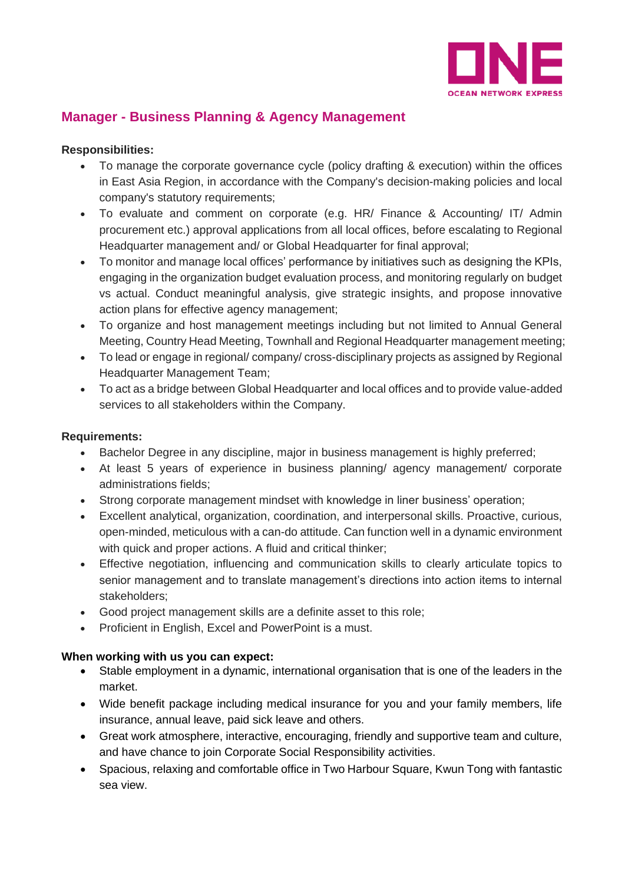ONE

OCEAN NETWORK EXPRESS

## Manager - Business Planning & Agency Management

**Responsibilities:**

- To manage the corporate governance cycle (policy drafting & execution) within the offices in East Asia Region, in accordance with the Company's decision-making policies and local company's statutory requirements;
- To evaluate and comment on corporate (e.g. HR/ Finance & Accounting/ IT/ Admin procurement etc.) approval applications from all local offices, before escalating to Regional Headquarter management and/ or Global Headquarter for final approval;
- To monitor and manage local offices' performance by initiatives such as designing the KPIs, engaging in the organization budget evaluation process, and monitoring regularly on budget vs actual. Conduct meaningful analysis, give strategic insights, and propose innovative action plans for effective agency management;
- To organize and host management meetings including but not limited to Annual General Meeting, Country Head Meeting, Townhall and Regional Headquarter management meeting;
- To lead or engage in regional/ company/ cross-disciplinary projects as assigned by Regional Headquarter Management Team;
- To act as a bridge between Global Headquarter and local offices and to provide value-added services to all stakeholders within the Company.

**Requirements:**

- Bachelor Degree in any discipline, major in business management is highly preferred;
- At least 5 years of experience in business planning/ agency management/ corporate administrations fields;
- Strong corporate management mindset with knowledge in liner business' operation;
- Excellent analytical, organization, coordination, and interpersonal skills. Proactive, curious, open-minded, meticulous with a can-do attitude. Can function well in a dynamic environment with quick and proper actions. A fluid and critical thinker;
- Effective negotiation, influencing and communication skills to clearly articulate topics to senior management and to translate management's directions into action items to internal stakeholders;
- Good project management skills are a definite asset to this role;
- Proficient in English, Excel and PowerPoint is a must.

**When working with us you can expect:**

- Stable employment in a dynamic, international organisation that is one of the leaders in the market.
- Wide benefit package including medical insurance for you and your family members, life insurance, annual leave, paid sick leave and others.
- Great work atmosphere, interactive, encouraging, friendly and supportive team and culture, and have chance to join Corporate Social Responsibility activities.
- Spacious, relaxing and comfortable office in Two Harbour Square, Kwun Tong with fantastic sea view.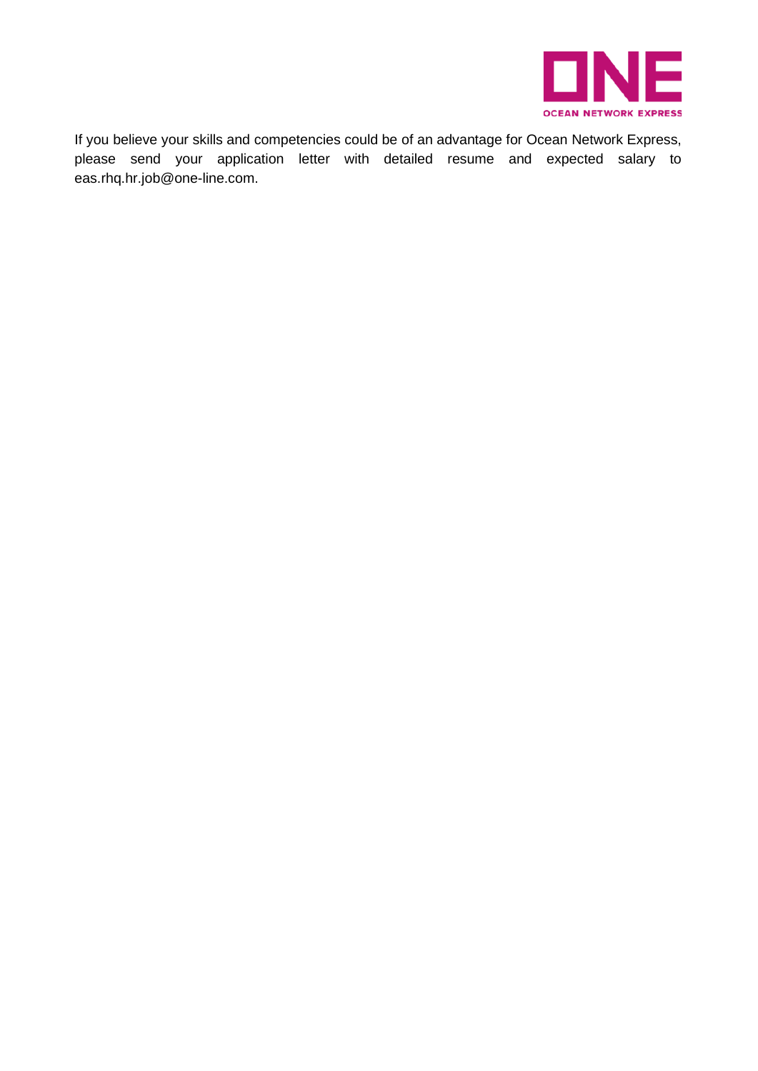If you believe your skills and competencies could be of an advantage for Ocean Network Express, please send your application letter with detailed resume and expected salary to eas.rhq.hr.job@one-line.com.